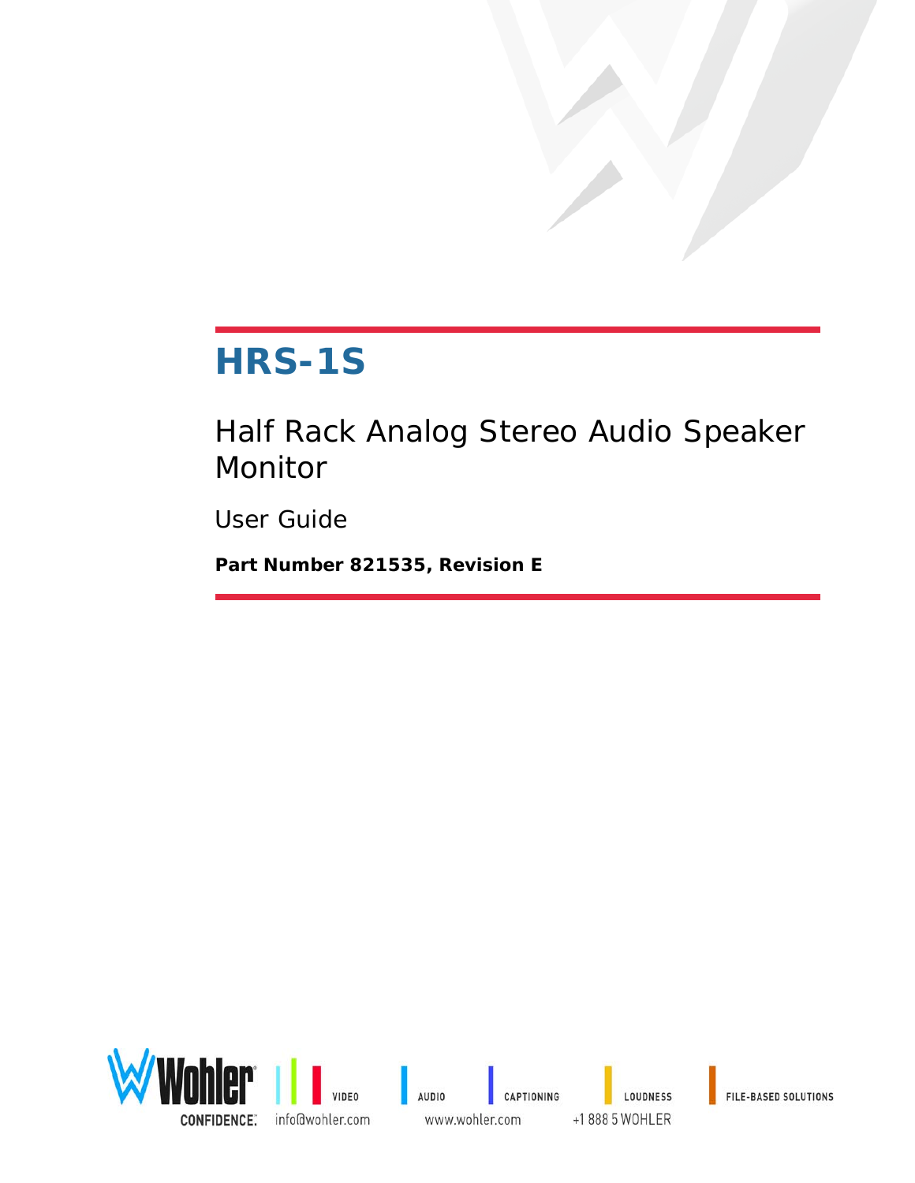# HRS-1S

## Half Rack Analog Stereo Audio Speaker Monitor

User Guide

**Part Number 821535, Revision E**

Wohler CONFIDENCE. | VIDEO | AUDIO | CAPTIONING | LOUDNESS | FILE-BASED SOLUTIONS

info@wohler.com www.wohler.com +1 888 5 WOHLER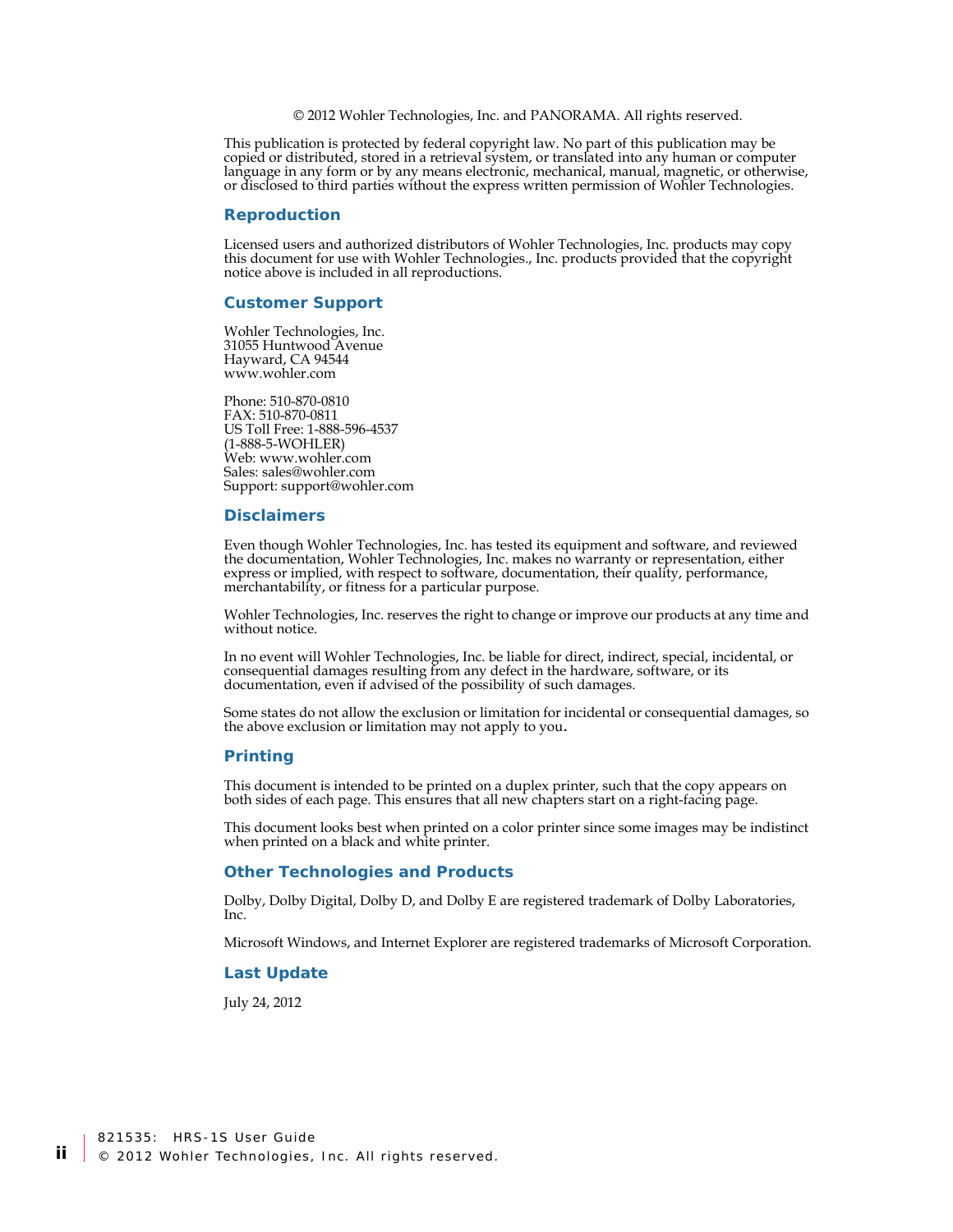© 2012 Wohler Technologies, Inc. and PANORAMA. All rights reserved.

This publication is protected by federal copyright law. No part of this publication may be copied or distributed, stored in a retrieval system, or translated into any human or computer language in any form or by any means electronic, mechanical, manual, magnetic, or otherwise, or disclosed to third parties without the express written permission of Wohler Technologies.

## Reproduction

Licensed users and authorized distributors of Wohler Technologies, Inc. products may copy this document for use with Wohler Technologies., Inc. products provided that the copyright notice above is included in all reproductions.

## Customer Support

Wohler Technologies, Inc.
31055 Huntwood Avenue
Hayward, CA 94544
www.wohler.com

Phone: 510-870-0810
FAX: 510-870-0811
US Toll Free: 1-888-596-4537
(1-888-5-WOHLER)
Web: www.wohler.com
Sales: sales@wohler.com
Support: support@wohler.com

## Disclaimers

Even though Wohler Technologies, Inc. has tested its equipment and software, and reviewed the documentation, Wohler Technologies, Inc. makes no warranty or representation, either express or implied, with respect to software, documentation, their quality, performance, merchantability, or fitness for a particular purpose.

Wohler Technologies, Inc. reserves the right to change or improve our products at any time and without notice.

In no event will Wohler Technologies, Inc. be liable for direct, indirect, special, incidental, or consequential damages resulting from any defect in the hardware, software, or its documentation, even if advised of the possibility of such damages.

Some states do not allow the exclusion or limitation for incidental or consequential damages, so the above exclusion or limitation may not apply to you.

## Printing

This document is intended to be printed on a duplex printer, such that the copy appears on both sides of each page. This ensures that all new chapters start on a right-facing page.

This document looks best when printed on a color printer since some images may be indistinct when printed on a black and white printer.

## Other Technologies and Products

Dolby, Dolby Digital, Dolby D, and Dolby E are registered trademark of Dolby Laboratories, Inc.

Microsoft Windows, and Internet Explorer are registered trademarks of Microsoft Corporation.

## Last Update

July 24, 2012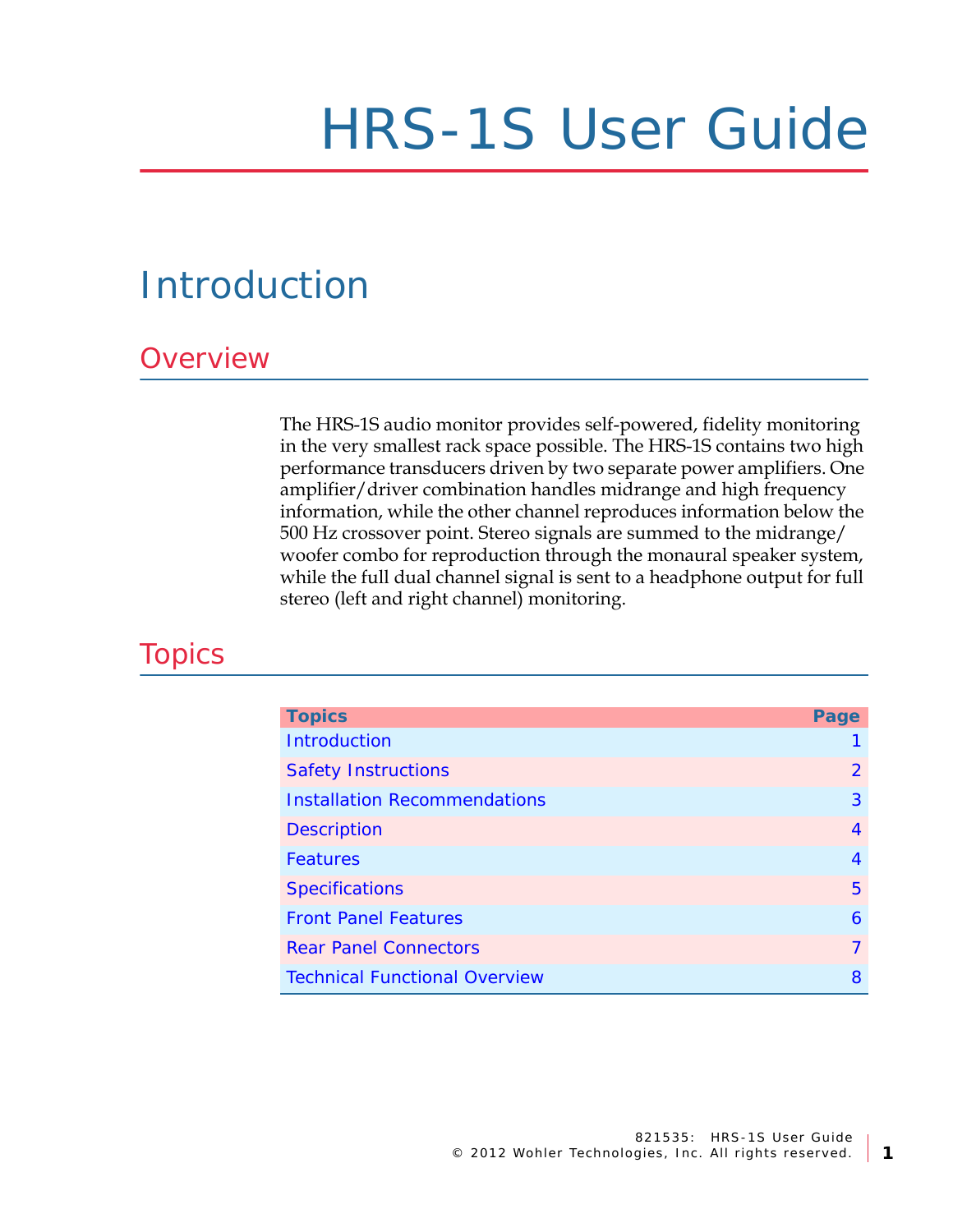# HRS-1S User Guide

# Introduction

## Overview

The HRS-1S audio monitor provides self-powered, fidelity monitoring in the very smallest rack space possible. The HRS-1S contains two high performance transducers driven by two separate power amplifiers. One amplifier/driver combination handles midrange and high frequency information, while the other channel reproduces information below the 500 Hz crossover point. Stereo signals are summed to the midrange/woofer combo for reproduction through the monaural speaker system, while the full dual channel signal is sent to a headphone output for full stereo (left and right channel) monitoring.

## Topics

| Topics | Page |
|---|---|
| Introduction | 1 |
| Safety Instructions | 2 |
| Installation Recommendations | 3 |
| Description | 4 |
| Features | 4 |
| Specifications | 5 |
| Front Panel Features | 6 |
| Rear Panel Connectors | 7 |
| Technical Functional Overview | 8 |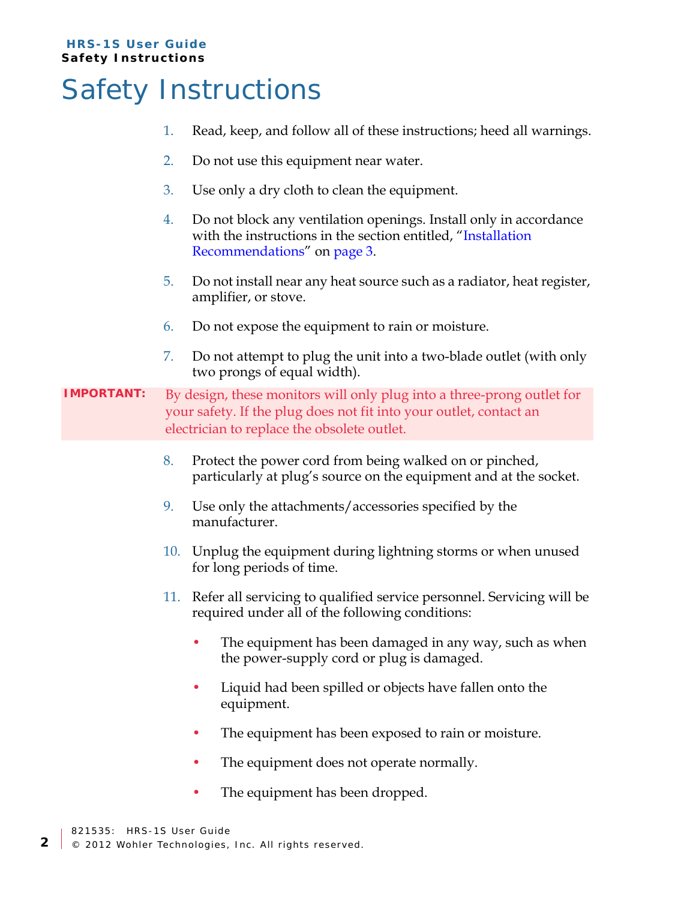# Safety Instructions

1. Read, keep, and follow all of these instructions; heed all warnings.
2. Do not use this equipment near water.
3. Use only a dry cloth to clean the equipment.
4. Do not block any ventilation openings. Install only in accordance with the instructions in the section entitled, "Installation Recommendations" on page 3.
5. Do not install near any heat source such as a radiator, heat register, amplifier, or stove.
6. Do not expose the equipment to rain or moisture.
7. Do not attempt to plug the unit into a two-blade outlet (with only two prongs of equal width).

**IMPORTANT:** By design, these monitors will only plug into a three-prong outlet for your safety. If the plug does not fit into your outlet, contact an electrician to replace the obsolete outlet.

8. Protect the power cord from being walked on or pinched, particularly at plug's source on the equipment and at the socket.
9. Use only the attachments/accessories specified by the manufacturer.
10. Unplug the equipment during lightning storms or when unused for long periods of time.
11. Refer all servicing to qualified service personnel. Servicing will be required under all of the following conditions:
    - The equipment has been damaged in any way, such as when the power-supply cord or plug is damaged.
    - Liquid had been spilled or objects have fallen onto the equipment.
    - The equipment has been exposed to rain or moisture.
    - The equipment does not operate normally.
    - The equipment has been dropped.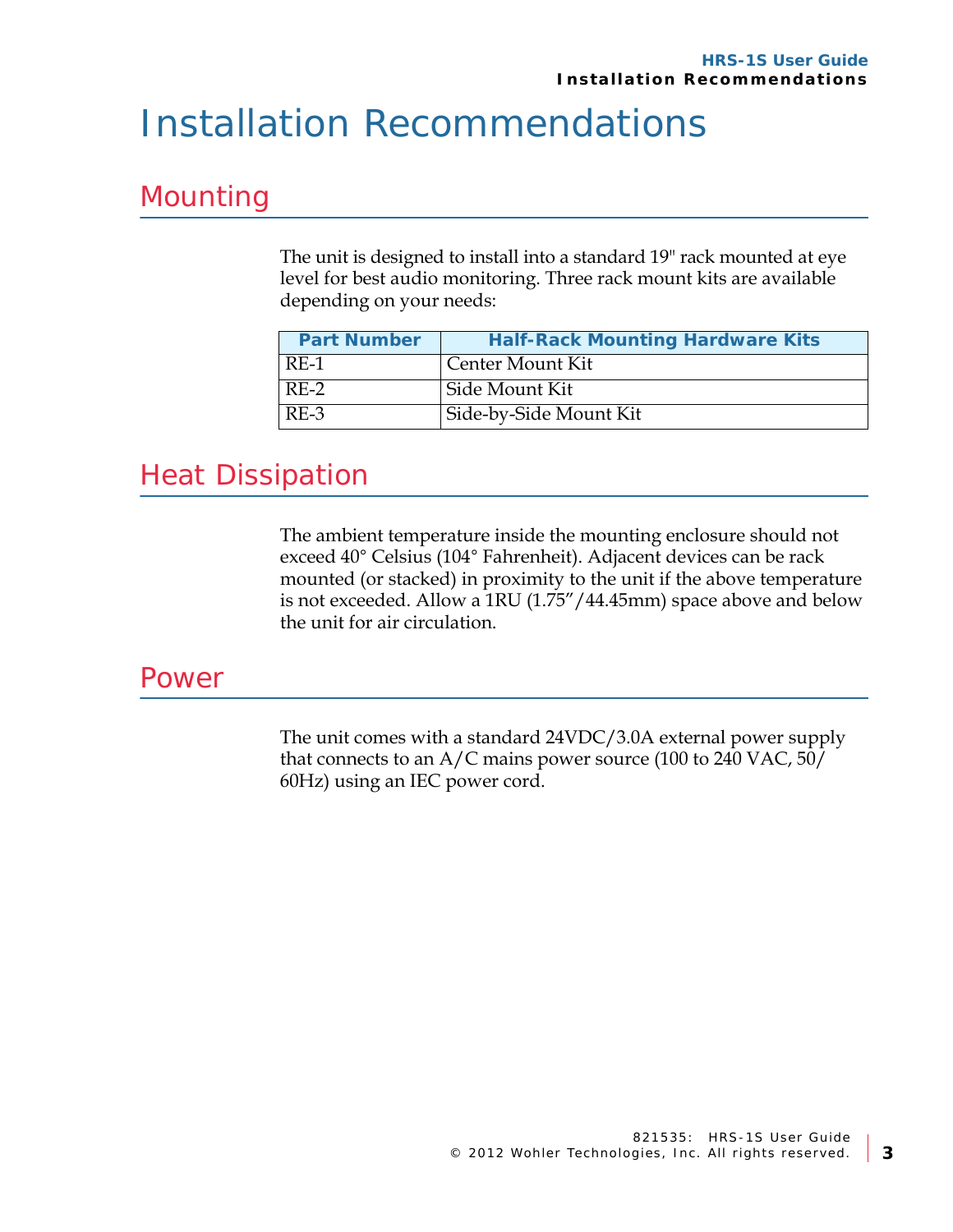# Installation Recommendations

## Mounting

The unit is designed to install into a standard 19" rack mounted at eye level for best audio monitoring. Three rack mount kits are available depending on your needs:

| Part Number | Half-Rack Mounting Hardware Kits |
|---|---|
| RE-1 | Center Mount Kit |
| RE-2 | Side Mount Kit |
| RE-3 | Side-by-Side Mount Kit |

## Heat Dissipation

The ambient temperature inside the mounting enclosure should not exceed 40° Celsius (104° Fahrenheit). Adjacent devices can be rack mounted (or stacked) in proximity to the unit if the above temperature is not exceeded. Allow a 1RU (1.75”/44.45mm) space above and below the unit for air circulation.

## Power

The unit comes with a standard 24VDC/3.0A external power supply that connects to an A/C mains power source (100 to 240 VAC, 50/60Hz) using an IEC power cord.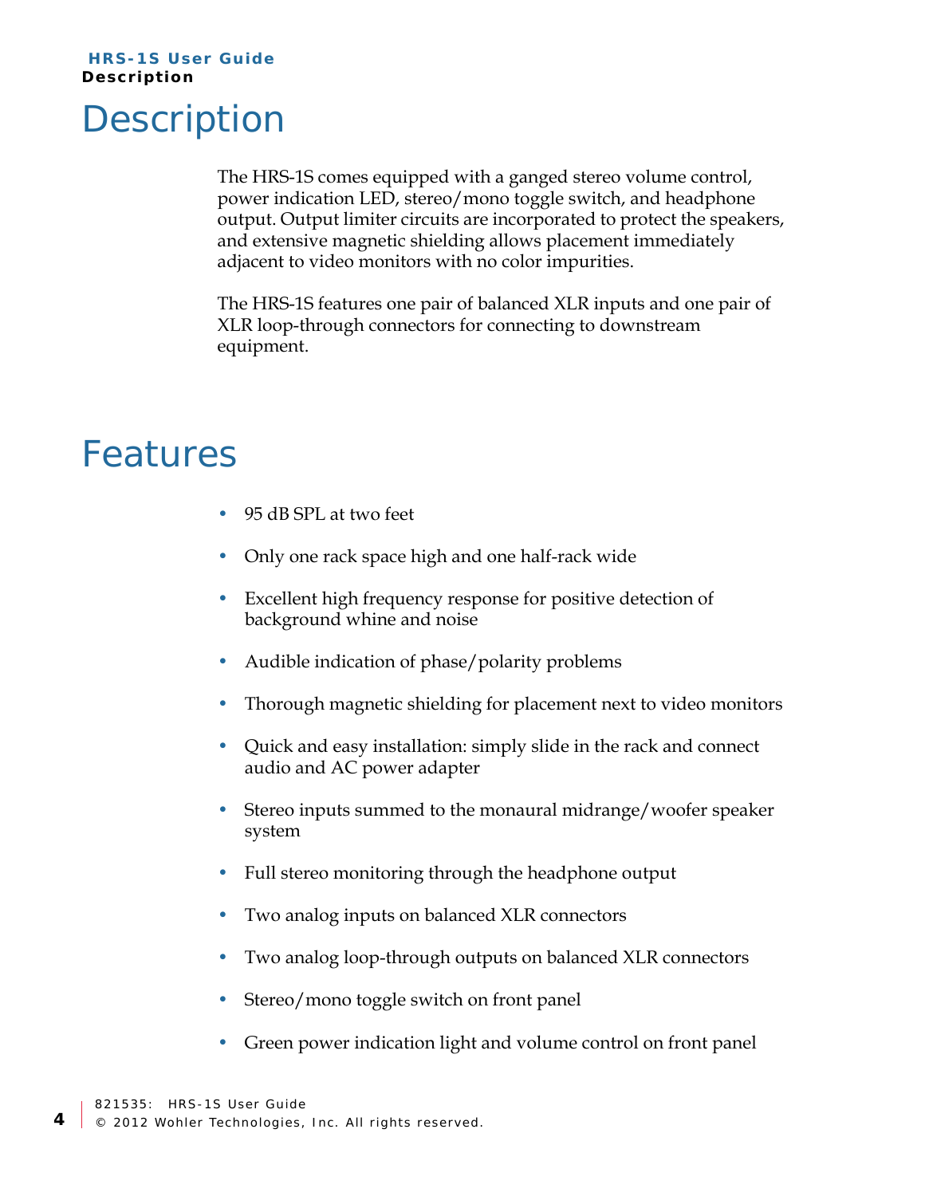# Description

The HRS-1S comes equipped with a ganged stereo volume control, power indication LED, stereo/mono toggle switch, and headphone output. Output limiter circuits are incorporated to protect the speakers, and extensive magnetic shielding allows placement immediately adjacent to video monitors with no color impurities.

The HRS-1S features one pair of balanced XLR inputs and one pair of XLR loop-through connectors for connecting to downstream equipment.

# Features

- 95 dB SPL at two feet
- Only one rack space high and one half-rack wide
- Excellent high frequency response for positive detection of background whine and noise
- Audible indication of phase/polarity problems
- Thorough magnetic shielding for placement next to video monitors
- Quick and easy installation: simply slide in the rack and connect audio and AC power adapter
- Stereo inputs summed to the monaural midrange/woofer speaker system
- Full stereo monitoring through the headphone output
- Two analog inputs on balanced XLR connectors
- Two analog loop-through outputs on balanced XLR connectors
- Stereo/mono toggle switch on front panel
- Green power indication light and volume control on front panel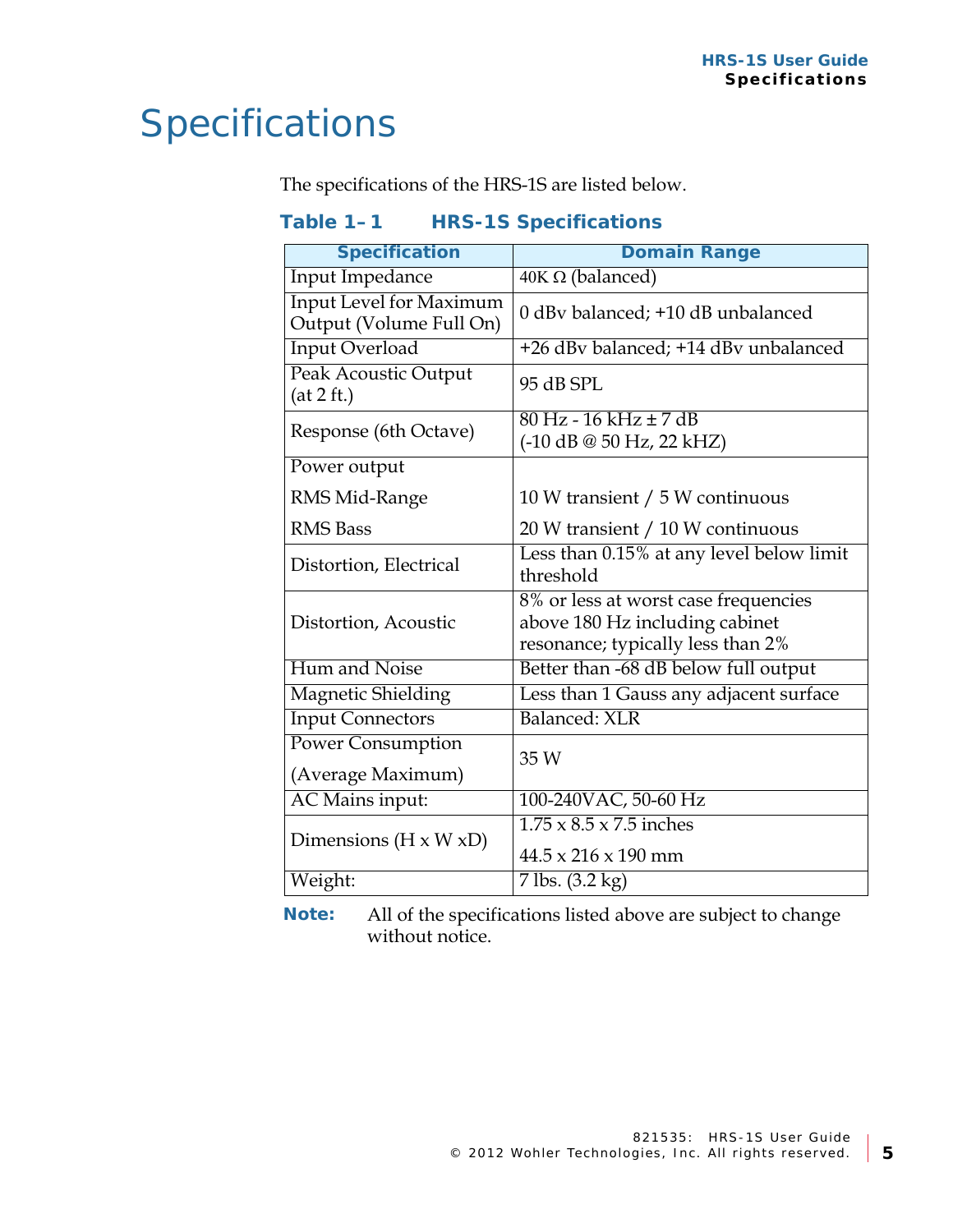# Specifications

The specifications of the HRS-1S are listed below.

**Table 1– 1 HRS-1S Specifications**

| Specification | Domain Range |
|---|---|
| Input Impedance | 40K Ω (balanced) |
| Input Level for Maximum Output (Volume Full On) | 0 dBv balanced; +10 dB unbalanced |
| Input Overload | +26 dBv balanced; +14 dBv unbalanced |
| Peak Acoustic Output (at 2 ft.) | 95 dB SPL |
| Response (6th Octave) | 80 Hz - 16 kHz ± 7 dB (-10 dB @ 50 Hz, 22 kHZ) |
| Power output | |
| RMS Mid-Range | 10 W transient / 5 W continuous |
| RMS Bass | 20 W transient / 10 W continuous |
| Distortion, Electrical | Less than 0.15% at any level below limit threshold |
| Distortion, Acoustic | 8% or less at worst case frequencies above 180 Hz including cabinet resonance; typically less than 2% |
| Hum and Noise | Better than -68 dB below full output |
| Magnetic Shielding | Less than 1 Gauss any adjacent surface |
| Input Connectors | Balanced: XLR |
| Power Consumption (Average Maximum) | 35 W |
| AC Mains input: | 100-240VAC, 50-60 Hz |
| Dimensions (H x W xD) | 1.75 x 8.5 x 7.5 inches<br>44.5 x 216 x 190 mm |
| Weight: | 7 lbs. (3.2 kg) |

**Note:** All of the specifications listed above are subject to change without notice.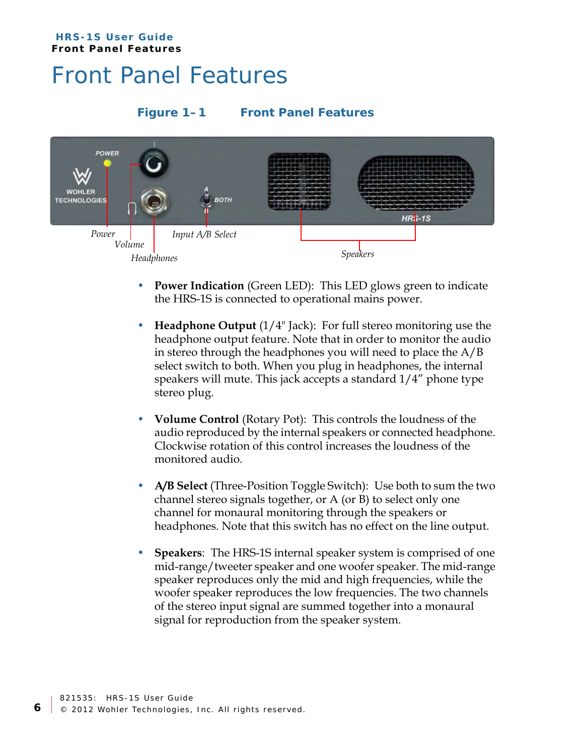# Front Panel Features

**Figure 1–1 Front Panel Features**

- **Power Indication** (Green LED): This LED glows green to indicate the HRS-1S is connected to operational mains power.

- **Headphone Output** (1/4" Jack): For full stereo monitoring use the headphone output feature. Note that in order to monitor the audio in stereo through the headphones you will need to place the A/B select switch to both. When you plug in headphones, the internal speakers will mute. This jack accepts a standard 1/4" phone type stereo plug.

- **Volume Control** (Rotary Pot): This controls the loudness of the audio reproduced by the internal speakers or connected headphone. Clockwise rotation of this control increases the loudness of the monitored audio.

- **A/B Select** (Three-Position Toggle Switch): Use both to sum the two channel stereo signals together, or A (or B) to select only one channel for monaural monitoring through the speakers or headphones. Note that this switch has no effect on the line output.

- **Speakers**: The HRS-1S internal speaker system is comprised of one mid-range/tweeter speaker and one woofer speaker. The mid-range speaker reproduces only the mid and high frequencies, while the woofer speaker reproduces the low frequencies. The two channels of the stereo input signal are summed together into a monaural signal for reproduction from the speaker system.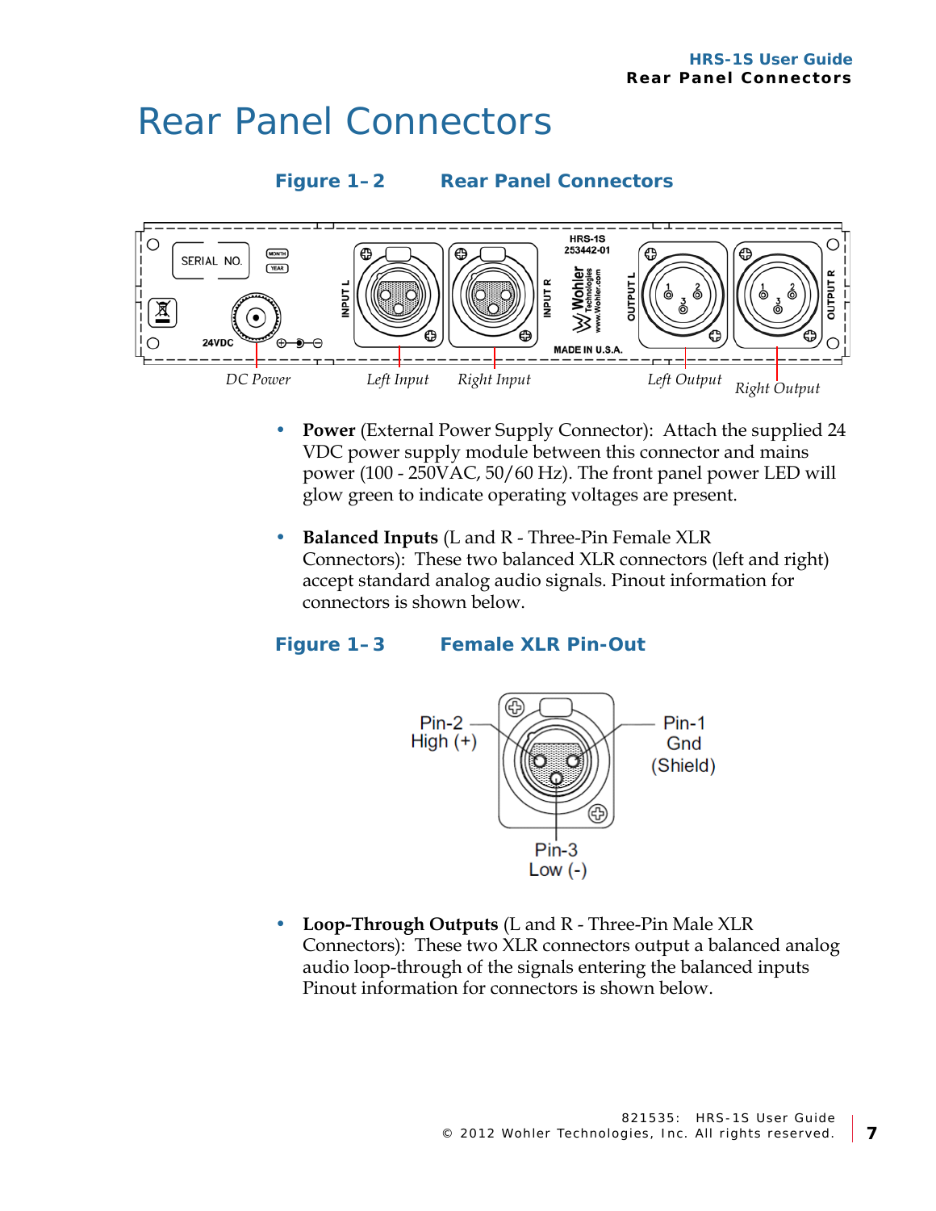# Rear Panel Connectors

**Figure 1–2 Rear Panel Connectors**

DC Power    Left Input    Right Input    Left Output    Right Output

- **Power** (External Power Supply Connector): Attach the supplied 24 VDC power supply module between this connector and mains power (100 - 250VAC, 50/60 Hz). The front panel power LED will glow green to indicate operating voltages are present.

- **Balanced Inputs** (L and R - Three-Pin Female XLR Connectors): These two balanced XLR connectors (left and right) accept standard analog audio signals. Pinout information for connectors is shown below.

**Figure 1–3 Female XLR Pin-Out**

Pin-2 High (+)    Pin-1 Gnd (Shield)    Pin-3 Low (-)

- **Loop-Through Outputs** (L and R - Three-Pin Male XLR Connectors): These two XLR connectors output a balanced analog audio loop-through of the signals entering the balanced inputs Pinout information for connectors is shown below.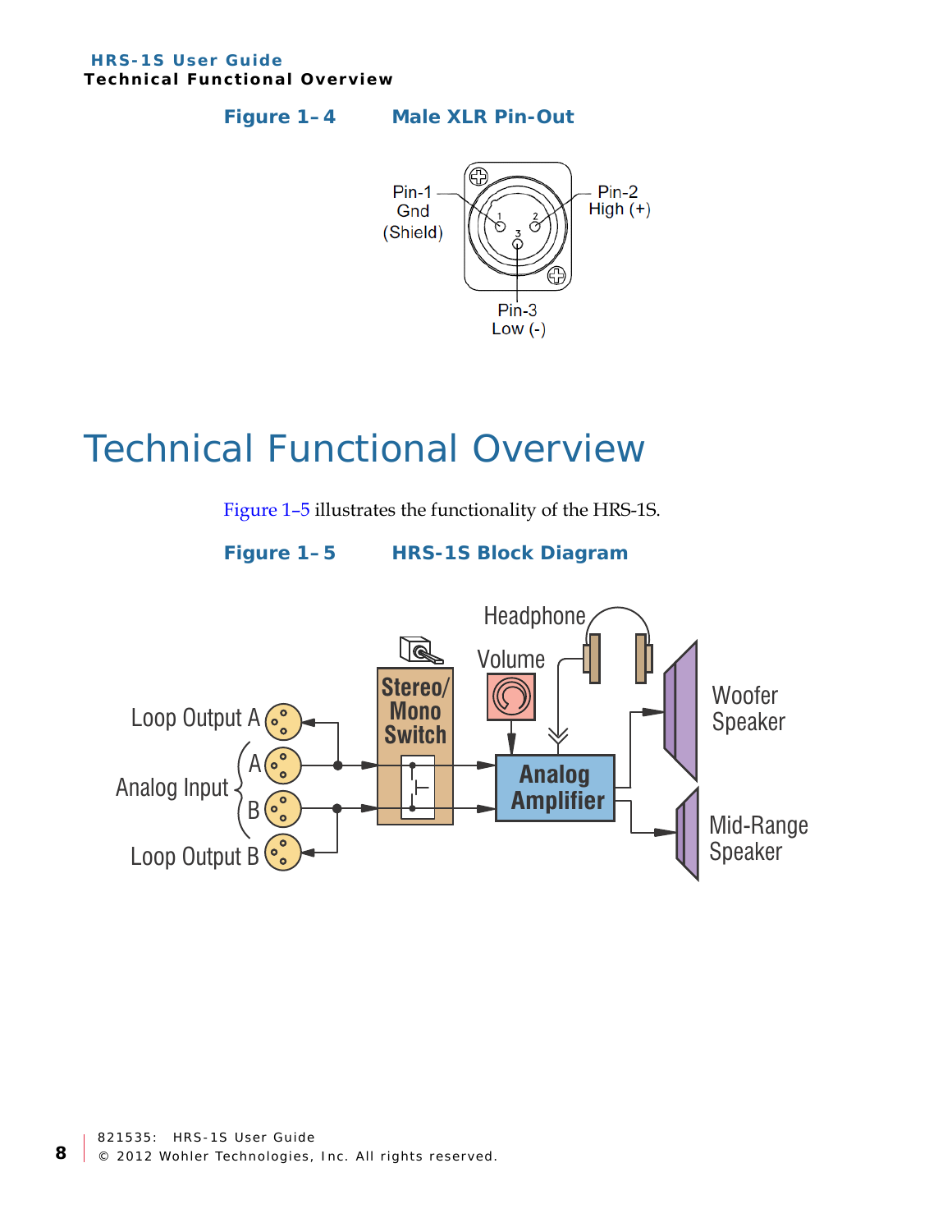**Figure 1–4 Male XLR Pin-Out**

Pin-1
Gnd
(Shield)

Pin-2
High (+)

Pin-3
Low (-)

# Technical Functional Overview

Figure 1–5 illustrates the functionality of the HRS-1S.

**Figure 1–5 HRS-1S Block Diagram**

Headphone
Volume
Stereo/ Mono Switch
Loop Output A
Analog Input
A
B
Loop Output B
Analog Amplifier
Woofer Speaker
Mid-Range Speaker